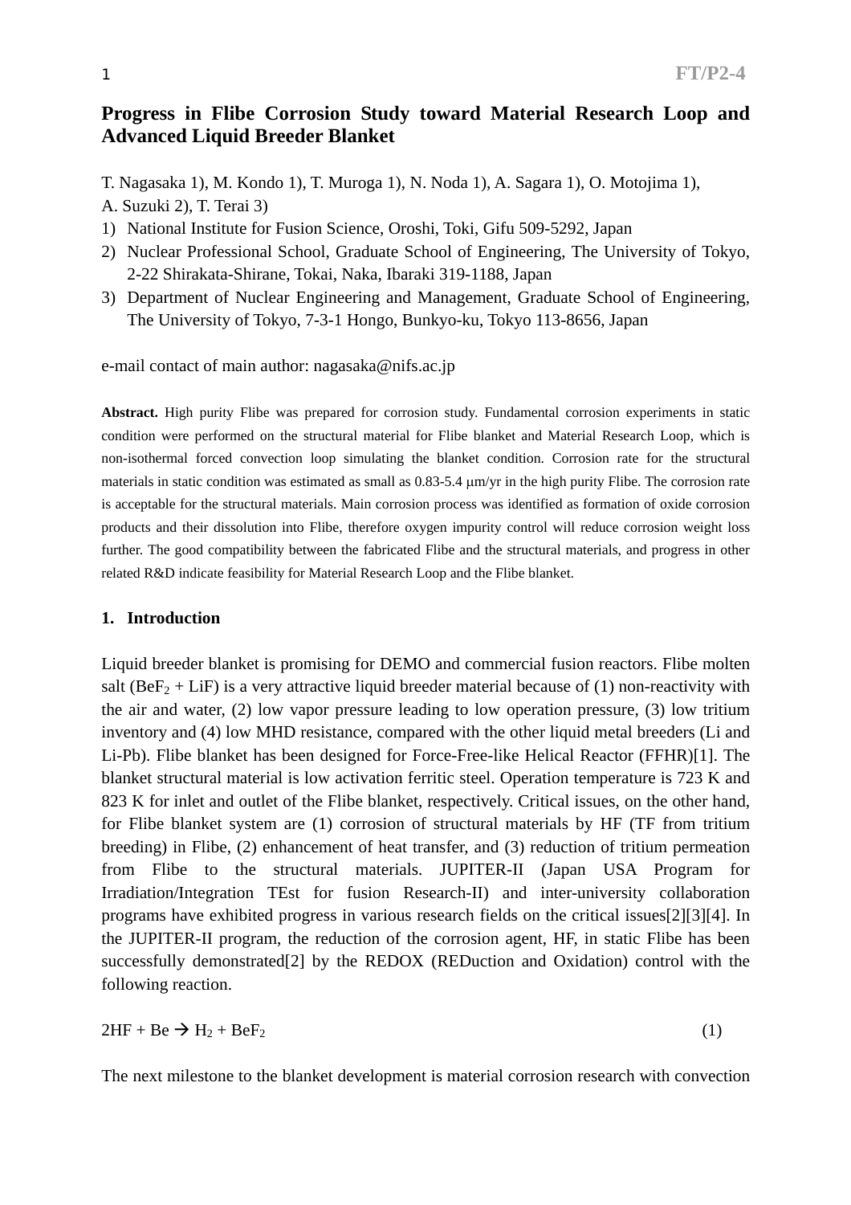# Progress in Flibe Corrosion Study toward Material Research Loop and Advanced Liquid Breeder Blanket

T. Nagasaka 1), M. Kondo 1), T. Muroga 1), N. Noda 1), A. Sagara 1), O. Motojima 1), A. Suzuki 2), T. Terai 3)

1) National Institute for Fusion Science, Oroshi, Toki, Gifu 509-5292, Japan
2) Nuclear Professional School, Graduate School of Engineering, The University of Tokyo, 2-22 Shirakata-Shirane, Tokai, Naka, Ibaraki 319-1188, Japan
3) Department of Nuclear Engineering and Management, Graduate School of Engineering, The University of Tokyo, 7-3-1 Hongo, Bunkyo-ku, Tokyo 113-8656, Japan

e-mail contact of main author: nagasaka@nifs.ac.jp

**Abstract.** High purity Flibe was prepared for corrosion study. Fundamental corrosion experiments in static condition were performed on the structural material for Flibe blanket and Material Research Loop, which is non-isothermal forced convection loop simulating the blanket condition. Corrosion rate for the structural materials in static condition was estimated as small as 0.83-5.4 μm/yr in the high purity Flibe. The corrosion rate is acceptable for the structural materials. Main corrosion process was identified as formation of oxide corrosion products and their dissolution into Flibe, therefore oxygen impurity control will reduce corrosion weight loss further. The good compatibility between the fabricated Flibe and the structural materials, and progress in other related R&D indicate feasibility for Material Research Loop and the Flibe blanket.

## 1. Introduction

Liquid breeder blanket is promising for DEMO and commercial fusion reactors. Flibe molten salt ($BeF_2$ + LiF) is a very attractive liquid breeder material because of (1) non-reactivity with the air and water, (2) low vapor pressure leading to low operation pressure, (3) low tritium inventory and (4) low MHD resistance, compared with the other liquid metal breeders (Li and Li-Pb). Flibe blanket has been designed for Force-Free-like Helical Reactor (FFHR)[1]. The blanket structural material is low activation ferritic steel. Operation temperature is 723 K and 823 K for inlet and outlet of the Flibe blanket, respectively. Critical issues, on the other hand, for Flibe blanket system are (1) corrosion of structural materials by HF (TF from tritium breeding) in Flibe, (2) enhancement of heat transfer, and (3) reduction of tritium permeation from Flibe to the structural materials. JUPITER-II (Japan USA Program for Irradiation/Integration TEst for fusion Research-II) and inter-university collaboration programs have exhibited progress in various research fields on the critical issues[2][3][4]. In the JUPITER-II program, the reduction of the corrosion agent, HF, in static Flibe has been successfully demonstrated[2] by the REDOX (REDuction and Oxidation) control with the following reaction.

$$2HF + Be \rightarrow H_2 + BeF_2 \qquad (1)$$

The next milestone to the blanket development is material corrosion research with convection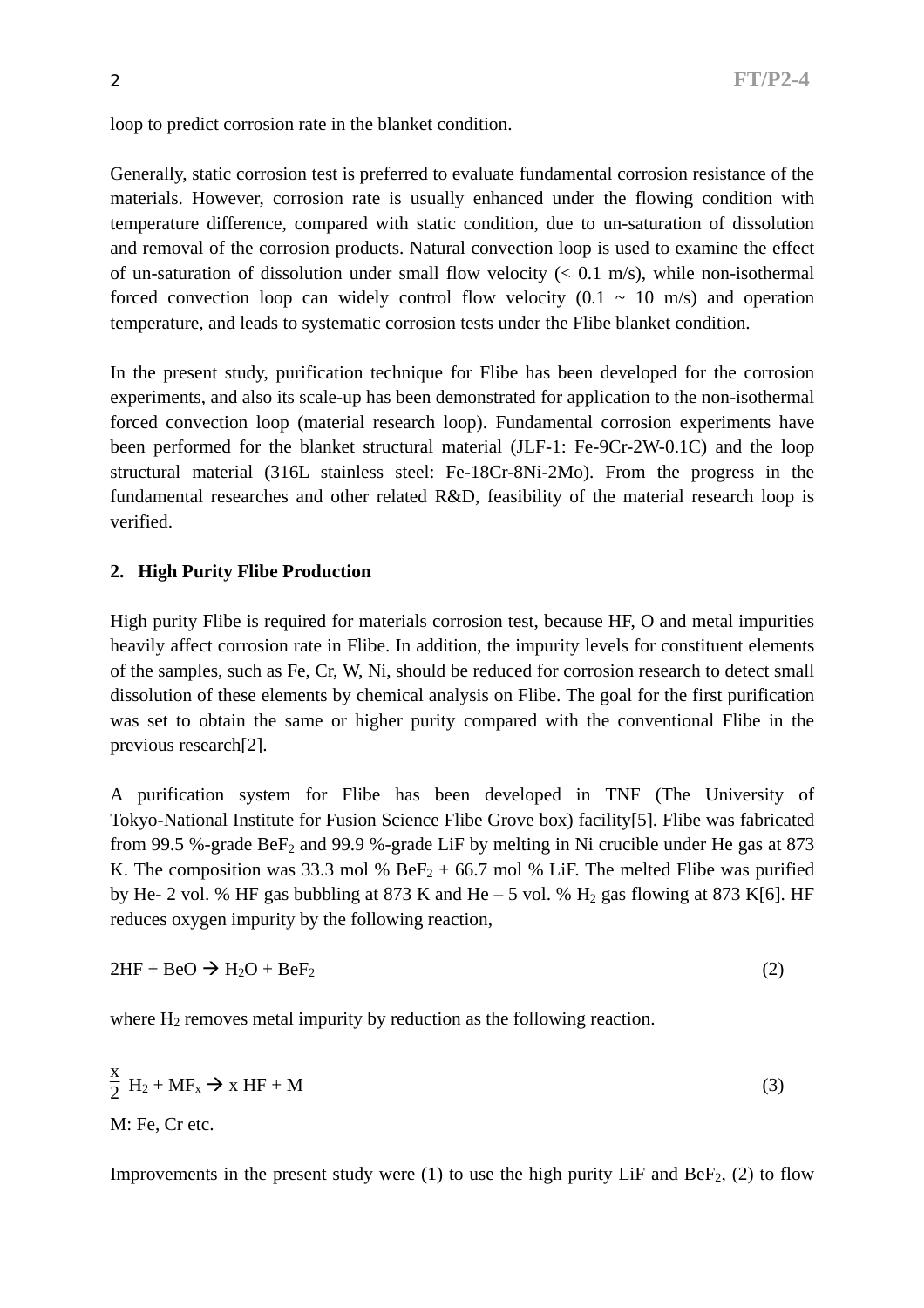loop to predict corrosion rate in the blanket condition.

Generally, static corrosion test is preferred to evaluate fundamental corrosion resistance of the materials. However, corrosion rate is usually enhanced under the flowing condition with temperature difference, compared with static condition, due to un-saturation of dissolution and removal of the corrosion products. Natural convection loop is used to examine the effect of un-saturation of dissolution under small flow velocity (< 0.1 m/s), while non-isothermal forced convection loop can widely control flow velocity (0.1 ~ 10 m/s) and operation temperature, and leads to systematic corrosion tests under the Flibe blanket condition.

In the present study, purification technique for Flibe has been developed for the corrosion experiments, and also its scale-up has been demonstrated for application to the non-isothermal forced convection loop (material research loop). Fundamental corrosion experiments have been performed for the blanket structural material (JLF-1: Fe-9Cr-2W-0.1C) and the loop structural material (316L stainless steel: Fe-18Cr-8Ni-2Mo). From the progress in the fundamental researches and other related R&D, feasibility of the material research loop is verified.

## 2. High Purity Flibe Production

High purity Flibe is required for materials corrosion test, because HF, O and metal impurities heavily affect corrosion rate in Flibe. In addition, the impurity levels for constituent elements of the samples, such as Fe, Cr, W, Ni, should be reduced for corrosion research to detect small dissolution of these elements by chemical analysis on Flibe. The goal for the first purification was set to obtain the same or higher purity compared with the conventional Flibe in the previous research[2].

A purification system for Flibe has been developed in TNF (The University of Tokyo-National Institute for Fusion Science Flibe Grove box) facility[5]. Flibe was fabricated from 99.5 %-grade $BeF_2$ and 99.9 %-grade LiF by melting in Ni crucible under He gas at 873 K. The composition was 33.3 mol % $BeF_2$ + 66.7 mol % LiF. The melted Flibe was purified by He- 2 vol. % HF gas bubbling at 873 K and He – 5 vol. % $H_2$ gas flowing at 873 K[6]. HF reduces oxygen impurity by the following reaction,

$$2HF + BeO \rightarrow H_2O + BeF_2 \quad (2)$$

where $H_2$ removes metal impurity by reduction as the following reaction.

$$\frac{x}{2} H_2 + MF_x \rightarrow x\,HF + M \quad (3)$$

M: Fe, Cr etc.

Improvements in the present study were (1) to use the high purity LiF and $BeF_2$, (2) to flow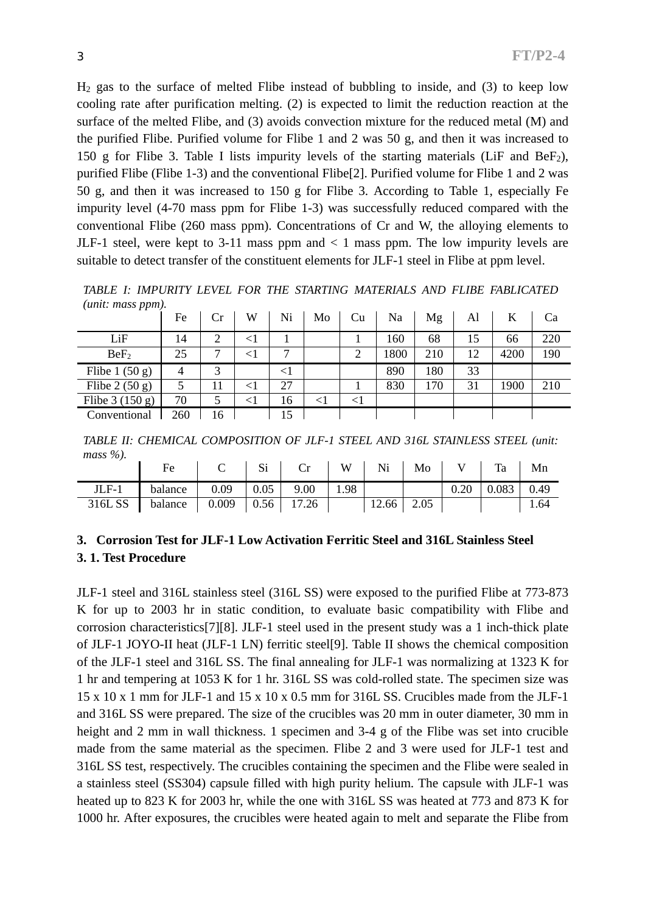$H_2$ gas to the surface of melted Flibe instead of bubbling to inside, and (3) to keep low cooling rate after purification melting. (2) is expected to limit the reduction reaction at the surface of the melted Flibe, and (3) avoids convection mixture for the reduced metal (M) and the purified Flibe. Purified volume for Flibe 1 and 2 was 50 g, and then it was increased to 150 g for Flibe 3. Table I lists impurity levels of the starting materials (LiF and $BeF_2$), purified Flibe (Flibe 1-3) and the conventional Flibe[2]. Purified volume for Flibe 1 and 2 was 50 g, and then it was increased to 150 g for Flibe 3. According to Table 1, especially Fe impurity level (4-70 mass ppm for Flibe 1-3) was successfully reduced compared with the conventional Flibe (260 mass ppm). Concentrations of Cr and W, the alloying elements to JLF-1 steel, were kept to 3-11 mass ppm and < 1 mass ppm. The low impurity levels are suitable to detect transfer of the constituent elements for JLF-1 steel in Flibe at ppm level.

*TABLE I: IMPURITY LEVEL FOR THE STARTING MATERIALS AND FLIBE FABLICATED (unit: mass ppm).*

| | Fe | Cr | W | Ni | Mo | Cu | Na | Mg | Al | K | Ca |
|---|---|---|---|---|---|---|---|---|---|---|---|
| LiF | 14 | 2 | <1 | 1 | | 1 | 160 | 68 | 15 | 66 | 220 |
| $BeF_2$ | 25 | 7 | <1 | 7 | | 2 | 1800 | 210 | 12 | 4200 | 190 |
| Flibe 1 (50 g) | 4 | 3 | | <1 | | | 890 | 180 | 33 | | |
| Flibe 2 (50 g) | 5 | 11 | <1 | 27 | | 1 | 830 | 170 | 31 | 1900 | 210 |
| Flibe 3 (150 g) | 70 | 5 | <1 | 16 | <1 | <1 | | | | | |
| Conventional | 260 | 16 | | 15 | | | | | | | |

*TABLE II: CHEMICAL COMPOSITION OF JLF-1 STEEL AND 316L STAINLESS STEEL (unit: mass %).*

| | Fe | C | Si | Cr | W | Ni | Mo | V | Ta | Mn |
|---|---|---|---|---|---|---|---|---|---|---|
| JLF-1 | balance | 0.09 | 0.05 | 9.00 | 1.98 | | | 0.20 | 0.083 | 0.49 |
| 316L SS | balance | 0.009 | 0.56 | 17.26 | | 12.66 | 2.05 | | | 1.64 |

## 3. Corrosion Test for JLF-1 Low Activation Ferritic Steel and 316L Stainless Steel

### 3. 1. Test Procedure

JLF-1 steel and 316L stainless steel (316L SS) were exposed to the purified Flibe at 773-873 K for up to 2003 hr in static condition, to evaluate basic compatibility with Flibe and corrosion characteristics[7][8]. JLF-1 steel used in the present study was a 1 inch-thick plate of JLF-1 JOYO-II heat (JLF-1 LN) ferritic steel[9]. Table II shows the chemical composition of the JLF-1 steel and 316L SS. The final annealing for JLF-1 was normalizing at 1323 K for 1 hr and tempering at 1053 K for 1 hr. 316L SS was cold-rolled state. The specimen size was 15 x 10 x 1 mm for JLF-1 and 15 x 10 x 0.5 mm for 316L SS. Crucibles made from the JLF-1 and 316L SS were prepared. The size of the crucibles was 20 mm in outer diameter, 30 mm in height and 2 mm in wall thickness. 1 specimen and 3-4 g of the Flibe was set into crucible made from the same material as the specimen. Flibe 2 and 3 were used for JLF-1 test and 316L SS test, respectively. The crucibles containing the specimen and the Flibe were sealed in a stainless steel (SS304) capsule filled with high purity helium. The capsule with JLF-1 was heated up to 823 K for 2003 hr, while the one with 316L SS was heated at 773 and 873 K for 1000 hr. After exposures, the crucibles were heated again to melt and separate the Flibe from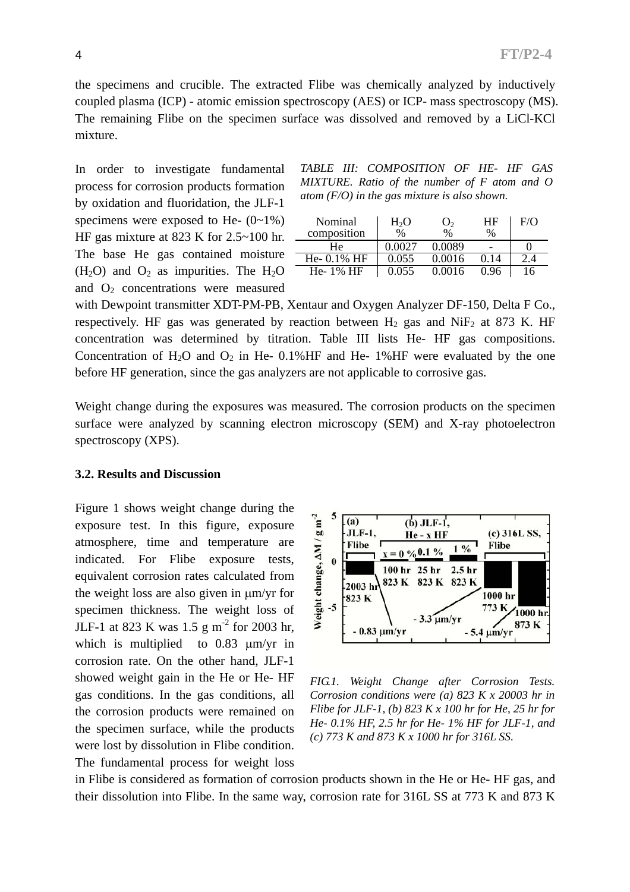the specimens and crucible. The extracted Flibe was chemically analyzed by inductively coupled plasma (ICP) - atomic emission spectroscopy (AES) or ICP- mass spectroscopy (MS). The remaining Flibe on the specimen surface was dissolved and removed by a LiCl-KCl mixture.

In order to investigate fundamental process for corrosion products formation by oxidation and fluoridation, the JLF-1 specimens were exposed to He- (0~1%) HF gas mixture at 823 K for 2.5~100 hr. The base He gas contained moisture ($H_2O$) and $O_2$ as impurities. The $H_2O$ and $O_2$ concentrations were measured with Dewpoint transmitter XDT-PM-PB, Xentaur and Oxygen Analyzer DF-150, Delta F Co., respectively. HF gas was generated by reaction between $H_2$ gas and $NiF_2$ at 873 K. HF concentration was determined by titration. Table III lists He- HF gas compositions. Concentration of $H_2O$ and $O_2$ in He- 0.1%HF and He- 1%HF were evaluated by the one before HF generation, since the gas analyzers are not applicable to corrosive gas.

*TABLE III: COMPOSITION OF HE- HF GAS MIXTURE. Ratio of the number of F atom and O atom (F/O) in the gas mixture is also shown.*

| Nominal composition | $H_2O$ % | $O_2$ % | HF % | F/O |
|---|---|---|---|---|
| He | 0.0027 | 0.0089 | - | 0 |
| He- 0.1% HF | 0.055 | 0.0016 | 0.14 | 2.4 |
| He- 1% HF | 0.055 | 0.0016 | 0.96 | 16 |

Weight change during the exposures was measured. The corrosion products on the specimen surface were analyzed by scanning electron microscopy (SEM) and X-ray photoelectron spectroscopy (XPS).

### 3.2. Results and Discussion

Figure 1 shows weight change during the exposure test. In this figure, exposure atmosphere, time and temperature are indicated. For Flibe exposure tests, equivalent corrosion rates calculated from the weight loss are also given in μm/yr for specimen thickness. The weight loss of JLF-1 at 823 K was 1.5 g m$^{-2}$ for 2003 hr, which is multiplied to 0.83 μm/yr in corrosion rate. On the other hand, JLF-1 showed weight gain in the He or He- HF gas conditions. In the gas conditions, all the corrosion products were remained on the specimen surface, while the products were lost by dissolution in Flibe condition. The fundamental process for weight loss in Flibe is considered as formation of corrosion products shown in the He or He- HF gas, and their dissolution into Flibe. In the same way, corrosion rate for 316L SS at 773 K and 873 K

*FIG.1. Weight Change after Corrosion Tests. Corrosion conditions were (a) 823 K x 20003 hr in Flibe for JLF-1, (b) 823 K x 100 hr for He, 25 hr for He- 0.1% HF, 2.5 hr for He- 1% HF for JLF-1, and (c) 773 K and 873 K x 1000 hr for 316L SS.*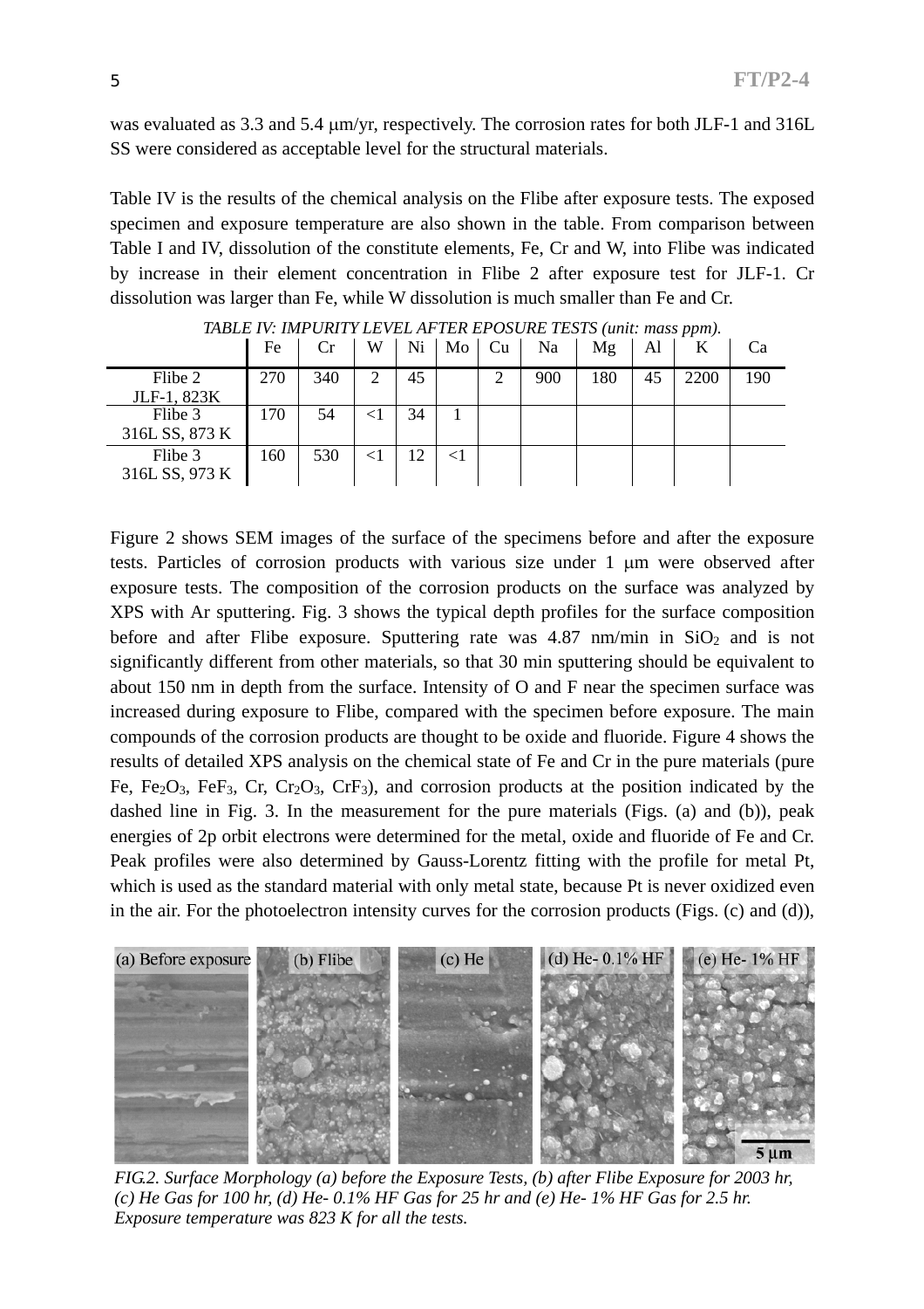was evaluated as 3.3 and 5.4 μm/yr, respectively. The corrosion rates for both JLF-1 and 316L SS were considered as acceptable level for the structural materials.

Table IV is the results of the chemical analysis on the Flibe after exposure tests. The exposed specimen and exposure temperature are also shown in the table. From comparison between Table I and IV, dissolution of the constitute elements, Fe, Cr and W, into Flibe was indicated by increase in their element concentration in Flibe 2 after exposure test for JLF-1. Cr dissolution was larger than Fe, while W dissolution is much smaller than Fe and Cr.

*TABLE IV: IMPURITY LEVEL AFTER EPOSURE TESTS (unit: mass ppm).*

| | Fe | Cr | W | Ni | Mo | Cu | Na | Mg | Al | K | Ca |
|---|---|---|---|---|---|---|---|---|---|---|---|
| Flibe 2 JLF-1, 823K | 270 | 340 | 2 | 45 | | 2 | 900 | 180 | 45 | 2200 | 190 |
| Flibe 3 316L SS, 873 K | 170 | 54 | <1 | 34 | 1 | | | | | | |
| Flibe 3 316L SS, 973 K | 160 | 530 | <1 | 12 | <1 | | | | | | |

Figure 2 shows SEM images of the surface of the specimens before and after the exposure tests. Particles of corrosion products with various size under 1 μm were observed after exposure tests. The composition of the corrosion products on the surface was analyzed by XPS with Ar sputtering. Fig. 3 shows the typical depth profiles for the surface composition before and after Flibe exposure. Sputtering rate was 4.87 nm/min in $SiO_2$ and is not significantly different from other materials, so that 30 min sputtering should be equivalent to about 150 nm in depth from the surface. Intensity of O and F near the specimen surface was increased during exposure to Flibe, compared with the specimen before exposure. The main compounds of the corrosion products are thought to be oxide and fluoride. Figure 4 shows the results of detailed XPS analysis on the chemical state of Fe and Cr in the pure materials (pure Fe, $Fe_2O_3$, $FeF_3$, Cr, $Cr_2O_3$, $CrF_3$), and corrosion products at the position indicated by the dashed line in Fig. 3. In the measurement for the pure materials (Figs. (a) and (b)), peak energies of 2p orbit electrons were determined for the metal, oxide and fluoride of Fe and Cr. Peak profiles were also determined by Gauss-Lorentz fitting with the profile for metal Pt, which is used as the standard material with only metal state, because Pt is never oxidized even in the air. For the photoelectron intensity curves for the corrosion products (Figs. (c) and (d)),

*FIG.2. Surface Morphology (a) before the Exposure Tests, (b) after Flibe Exposure for 2003 hr, (c) He Gas for 100 hr, (d) He- 0.1% HF Gas for 25 hr and (e) He- 1% HF Gas for 2.5 hr. Exposure temperature was 823 K for all the tests.*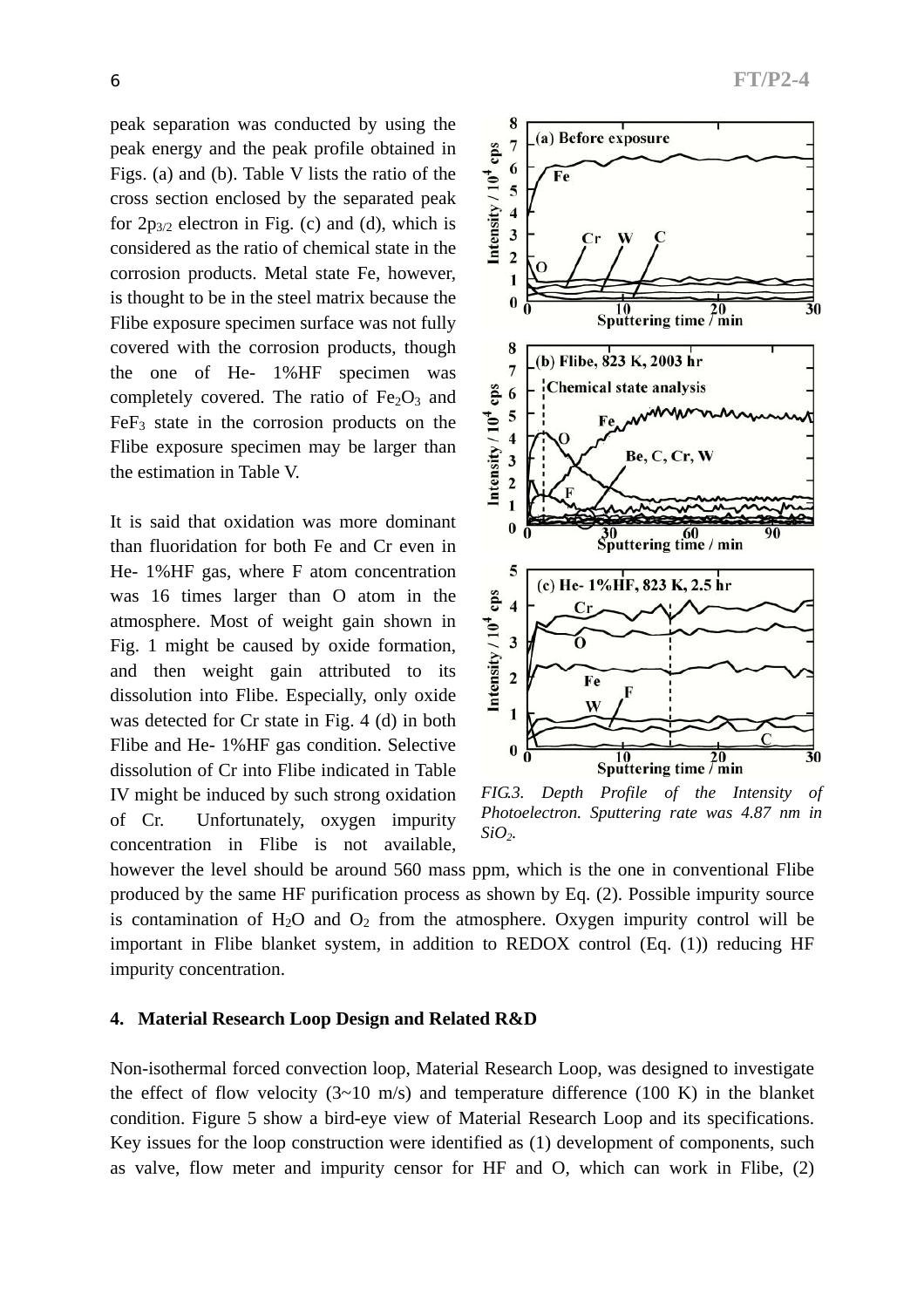peak separation was conducted by using the peak energy and the peak profile obtained in Figs. (a) and (b). Table V lists the ratio of the cross section enclosed by the separated peak for $2p_{3/2}$ electron in Fig. (c) and (d), which is considered as the ratio of chemical state in the corrosion products. Metal state Fe, however, is thought to be in the steel matrix because the Flibe exposure specimen surface was not fully covered with the corrosion products, though the one of He- 1%HF specimen was completely covered. The ratio of $Fe_2O_3$ and $FeF_3$ state in the corrosion products on the Flibe exposure specimen may be larger than the estimation in Table V.

It is said that oxidation was more dominant than fluoridation for both Fe and Cr even in He- 1%HF gas, where F atom concentration was 16 times larger than O atom in the atmosphere. Most of weight gain shown in Fig. 1 might be caused by oxide formation, and then weight gain attributed to its dissolution into Flibe. Especially, only oxide was detected for Cr state in Fig. 4 (d) in both Flibe and He- 1%HF gas condition. Selective dissolution of Cr into Flibe indicated in Table IV might be induced by such strong oxidation of Cr. Unfortunately, oxygen impurity concentration in Flibe is not available, however the level should be around 560 mass ppm, which is the one in conventional Flibe produced by the same HF purification process as shown by Eq. (2). Possible impurity source is contamination of $H_2O$ and $O_2$ from the atmosphere. Oxygen impurity control will be important in Flibe blanket system, in addition to REDOX control (Eq. (1)) reducing HF impurity concentration.

*FIG.3. Depth Profile of the Intensity of Photoelectron. Sputtering rate was 4.87 nm in $SiO_2$.*

## 4. Material Research Loop Design and Related R&D

Non-isothermal forced convection loop, Material Research Loop, was designed to investigate the effect of flow velocity (3~10 m/s) and temperature difference (100 K) in the blanket condition. Figure 5 show a bird-eye view of Material Research Loop and its specifications. Key issues for the loop construction were identified as (1) development of components, such as valve, flow meter and impurity censor for HF and O, which can work in Flibe, (2)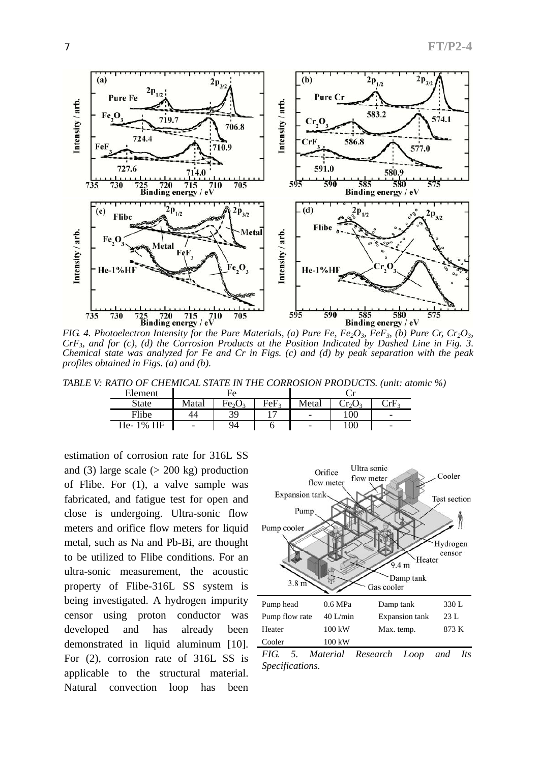*FIG. 4. Photoelectron Intensity for the Pure Materials, (a) Pure Fe, $Fe_2O_3$, $FeF_3$, (b) Pure Cr, $Cr_2O_3$, $CrF_3$, and for (c), (d) the Corrosion Products at the Position Indicated by Dashed Line in Fig. 3. Chemical state was analyzed for Fe and Cr in Figs. (c) and (d) by peak separation with the peak profiles obtained in Figs. (a) and (b).*

*TABLE V: RATIO OF CHEMICAL STATE IN THE CORROSION PRODUCTS. (unit: atomic %)*

| Element | Fe | | | Cr | | |
|---|---|---|---|---|---|---|
| State | Matal | $Fe_2O_3$ | $FeF_3$ | Metal | $Cr_2O_3$ | $CrF_3$ |
| Flibe | 44 | 39 | 17 | - | 100 | - |
| He- 1% HF | - | 94 | 6 | - | 100 | - |

estimation of corrosion rate for 316L SS and (3) large scale (> 200 kg) production of Flibe. For (1), a valve sample was fabricated, and fatigue test for open and close is undergoing. Ultra-sonic flow meters and orifice flow meters for liquid metal, such as Na and Pb-Bi, are thought to be utilized to Flibe conditions. For an ultra-sonic measurement, the acoustic property of Flibe-316L SS system is being investigated. A hydrogen impurity censor using proton conductor was developed and has already been demonstrated in liquid aluminum [10]. For (2), corrosion rate of 316L SS is applicable to the structural material. Natural convection loop has been

| Pump head | 0.6 MPa | Damp tank | 330 L |
|---|---|---|---|
| Pump flow rate | 40 L/min | Expansion tank | 23 L |
| Heater | 100 kW | Max. temp. | 873 K |
| Cooler | 100 kW | | |

*FIG. 5. Material Research Loop and Its Specifications.*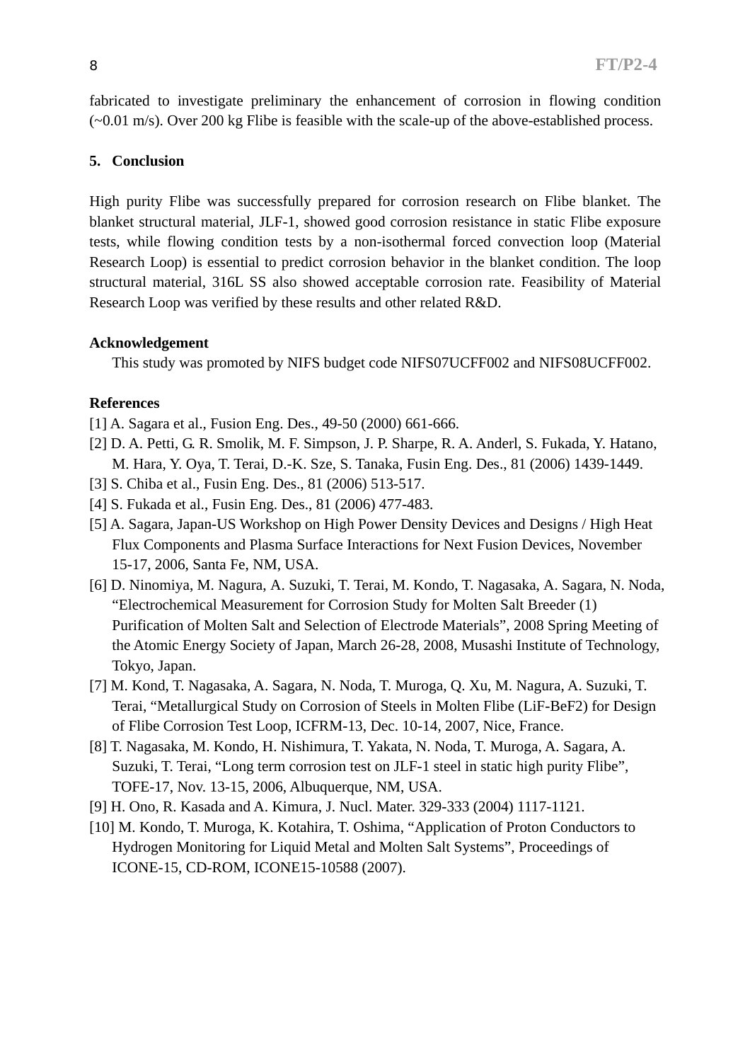fabricated to investigate preliminary the enhancement of corrosion in flowing condition (~0.01 m/s). Over 200 kg Flibe is feasible with the scale-up of the above-established process.

## 5. Conclusion

High purity Flibe was successfully prepared for corrosion research on Flibe blanket. The blanket structural material, JLF-1, showed good corrosion resistance in static Flibe exposure tests, while flowing condition tests by a non-isothermal forced convection loop (Material Research Loop) is essential to predict corrosion behavior in the blanket condition. The loop structural material, 316L SS also showed acceptable corrosion rate. Feasibility of Material Research Loop was verified by these results and other related R&D.

### Acknowledgement

This study was promoted by NIFS budget code NIFS07UCFF002 and NIFS08UCFF002.

### References

[1] A. Sagara et al., Fusion Eng. Des., 49-50 (2000) 661-666.

[2] D. A. Petti, G. R. Smolik, M. F. Simpson, J. P. Sharpe, R. A. Anderl, S. Fukada, Y. Hatano, M. Hara, Y. Oya, T. Terai, D.-K. Sze, S. Tanaka, Fusin Eng. Des., 81 (2006) 1439-1449.

[3] S. Chiba et al., Fusin Eng. Des., 81 (2006) 513-517.

[4] S. Fukada et al., Fusin Eng. Des., 81 (2006) 477-483.

[5] A. Sagara, Japan-US Workshop on High Power Density Devices and Designs / High Heat Flux Components and Plasma Surface Interactions for Next Fusion Devices, November 15-17, 2006, Santa Fe, NM, USA.

[6] D. Ninomiya, M. Nagura, A. Suzuki, T. Terai, M. Kondo, T. Nagasaka, A. Sagara, N. Noda, “Electrochemical Measurement for Corrosion Study for Molten Salt Breeder (1) Purification of Molten Salt and Selection of Electrode Materials”, 2008 Spring Meeting of the Atomic Energy Society of Japan, March 26-28, 2008, Musashi Institute of Technology, Tokyo, Japan.

[7] M. Kond, T. Nagasaka, A. Sagara, N. Noda, T. Muroga, Q. Xu, M. Nagura, A. Suzuki, T. Terai, “Metallurgical Study on Corrosion of Steels in Molten Flibe (LiF-BeF2) for Design of Flibe Corrosion Test Loop, ICFRM-13, Dec. 10-14, 2007, Nice, France.

[8] T. Nagasaka, M. Kondo, H. Nishimura, T. Yakata, N. Noda, T. Muroga, A. Sagara, A. Suzuki, T. Terai, “Long term corrosion test on JLF-1 steel in static high purity Flibe”, TOFE-17, Nov. 13-15, 2006, Albuquerque, NM, USA.

[9] H. Ono, R. Kasada and A. Kimura, J. Nucl. Mater. 329-333 (2004) 1117-1121.

[10] M. Kondo, T. Muroga, K. Kotahira, T. Oshima, “Application of Proton Conductors to Hydrogen Monitoring for Liquid Metal and Molten Salt Systems”, Proceedings of ICONE-15, CD-ROM, ICONE15-10588 (2007).